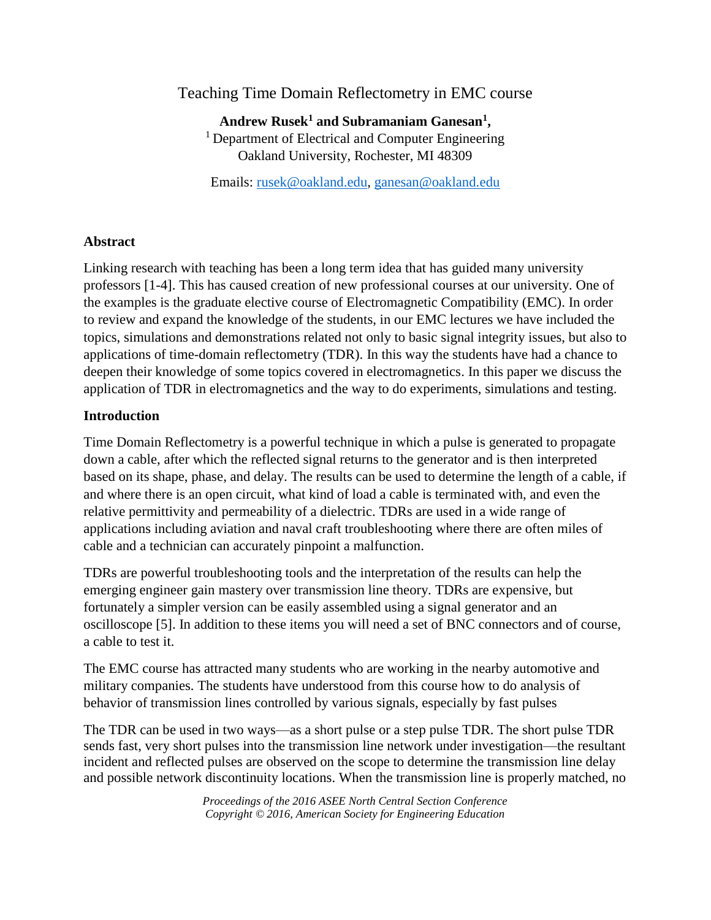# Teaching Time Domain Reflectometry in EMC course

**Andrew Rusek[1] and Subramaniam Ganesan[1],**

[1] Department of Electrical and Computer Engineering
Oakland University, Rochester, MI 48309

Emails: rusek@oakland.edu, ganesan@oakland.edu

## Abstract

Linking research with teaching has been a long term idea that has guided many university professors [1-4]. This has caused creation of new professional courses at our university. One of the examples is the graduate elective course of Electromagnetic Compatibility (EMC). In order to review and expand the knowledge of the students, in our EMC lectures we have included the topics, simulations and demonstrations related not only to basic signal integrity issues, but also to applications of time-domain reflectometry (TDR). In this way the students have had a chance to deepen their knowledge of some topics covered in electromagnetics. In this paper we discuss the application of TDR in electromagnetics and the way to do experiments, simulations and testing.

## Introduction

Time Domain Reflectometry is a powerful technique in which a pulse is generated to propagate down a cable, after which the reflected signal returns to the generator and is then interpreted based on its shape, phase, and delay. The results can be used to determine the length of a cable, if and where there is an open circuit, what kind of load a cable is terminated with, and even the relative permittivity and permeability of a dielectric. TDRs are used in a wide range of applications including aviation and naval craft troubleshooting where there are often miles of cable and a technician can accurately pinpoint a malfunction.

TDRs are powerful troubleshooting tools and the interpretation of the results can help the emerging engineer gain mastery over transmission line theory. TDRs are expensive, but fortunately a simpler version can be easily assembled using a signal generator and an oscilloscope [5]. In addition to these items you will need a set of BNC connectors and of course, a cable to test it.

The EMC course has attracted many students who are working in the nearby automotive and military companies. The students have understood from this course how to do analysis of behavior of transmission lines controlled by various signals, especially by fast pulses

The TDR can be used in two ways—as a short pulse or a step pulse TDR. The short pulse TDR sends fast, very short pulses into the transmission line network under investigation—the resultant incident and reflected pulses are observed on the scope to determine the transmission line delay and possible network discontinuity locations. When the transmission line is properly matched, no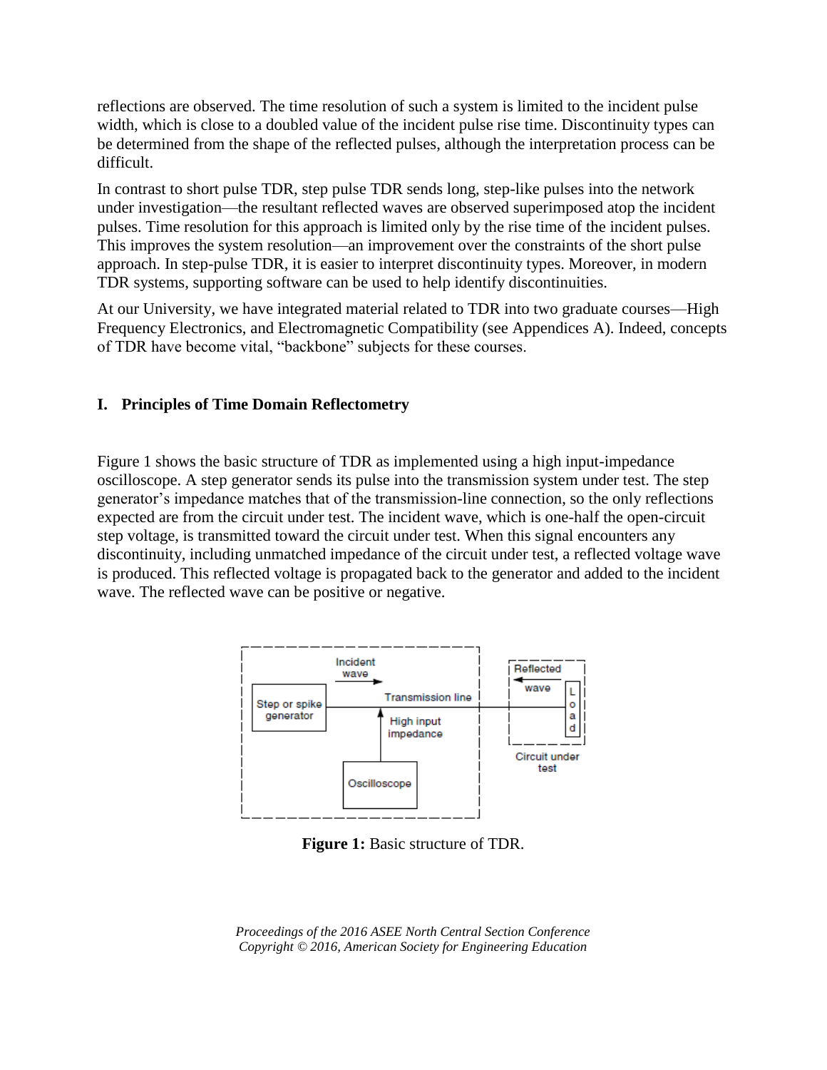reflections are observed. The time resolution of such a system is limited to the incident pulse width, which is close to a doubled value of the incident pulse rise time. Discontinuity types can be determined from the shape of the reflected pulses, although the interpretation process can be difficult.

In contrast to short pulse TDR, step pulse TDR sends long, step-like pulses into the network under investigation—the resultant reflected waves are observed superimposed atop the incident pulses. Time resolution for this approach is limited only by the rise time of the incident pulses. This improves the system resolution—an improvement over the constraints of the short pulse approach. In step-pulse TDR, it is easier to interpret discontinuity types. Moreover, in modern TDR systems, supporting software can be used to help identify discontinuities.

At our University, we have integrated material related to TDR into two graduate courses—High Frequency Electronics, and Electromagnetic Compatibility (see Appendices A). Indeed, concepts of TDR have become vital, "backbone" subjects for these courses.

## I. Principles of Time Domain Reflectometry

Figure 1 shows the basic structure of TDR as implemented using a high input-impedance oscilloscope. A step generator sends its pulse into the transmission system under test. The step generator's impedance matches that of the transmission-line connection, so the only reflections expected are from the circuit under test. The incident wave, which is one-half the open-circuit step voltage, is transmitted toward the circuit under test. When this signal encounters any discontinuity, including unmatched impedance of the circuit under test, a reflected voltage wave is produced. This reflected voltage is propagated back to the generator and added to the incident wave. The reflected wave can be positive or negative.

**Figure 1:** Basic structure of TDR.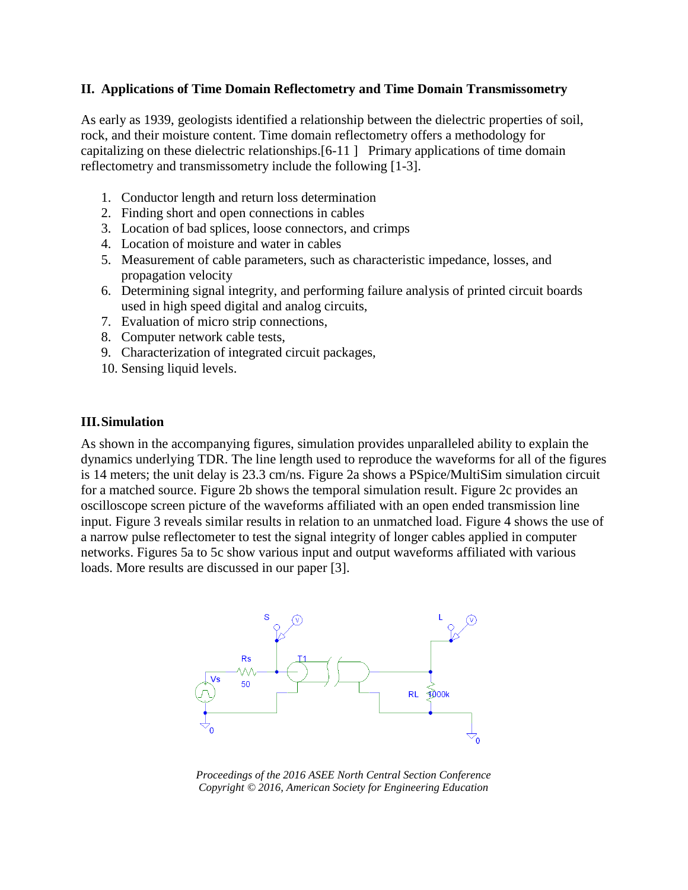## II. Applications of Time Domain Reflectometry and Time Domain Transmissometry

As early as 1939, geologists identified a relationship between the dielectric properties of soil, rock, and their moisture content. Time domain reflectometry offers a methodology for capitalizing on these dielectric relationships.[6-11 ]  Primary applications of time domain reflectometry and transmissometry include the following [1-3].

1. Conductor length and return loss determination
2. Finding short and open connections in cables
3. Location of bad splices, loose connectors, and crimps
4. Location of moisture and water in cables
5. Measurement of cable parameters, such as characteristic impedance, losses, and propagation velocity
6. Determining signal integrity, and performing failure analysis of printed circuit boards used in high speed digital and analog circuits,
7. Evaluation of micro strip connections,
8. Computer network cable tests,
9. Characterization of integrated circuit packages,
10. Sensing liquid levels.

## III. Simulation

As shown in the accompanying figures, simulation provides unparalleled ability to explain the dynamics underlying TDR. The line length used to reproduce the waveforms for all of the figures is 14 meters; the unit delay is 23.3 cm/ns. Figure 2a shows a PSpice/MultiSim simulation circuit for a matched source. Figure 2b shows the temporal simulation result. Figure 2c provides an oscilloscope screen picture of the waveforms affiliated with an open ended transmission line input. Figure 3 reveals similar results in relation to an unmatched load. Figure 4 shows the use of a narrow pulse reflectometer to test the signal integrity of longer cables applied in computer networks. Figures 5a to 5c show various input and output waveforms affiliated with various loads. More results are discussed in our paper [3].

S L Rs 50 T1 Vs RL 1000k 0 0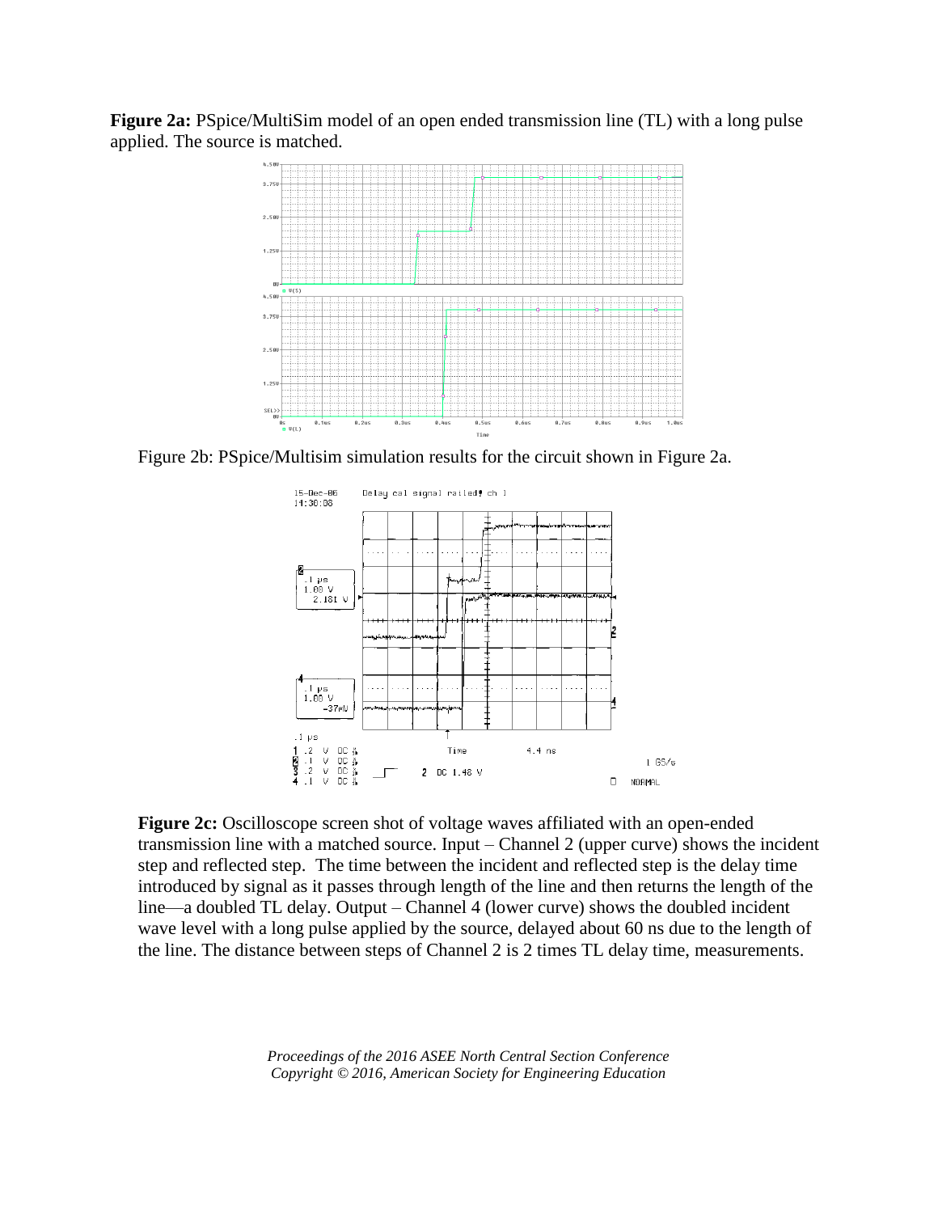**Figure 2a:** PSpice/MultiSim model of an open ended transmission line (TL) with a long pulse applied. The source is matched.

Figure 2b: PSpice/Multisim simulation results for the circuit shown in Figure 2a.

**Figure 2c:** Oscilloscope screen shot of voltage waves affiliated with an open-ended transmission line with a matched source. Input – Channel 2 (upper curve) shows the incident step and reflected step. The time between the incident and reflected step is the delay time introduced by signal as it passes through length of the line and then returns the length of the line—a doubled TL delay. Output – Channel 4 (lower curve) shows the doubled incident wave level with a long pulse applied by the source, delayed about 60 ns due to the length of the line. The distance between steps of Channel 2 is 2 times TL delay time, measurements.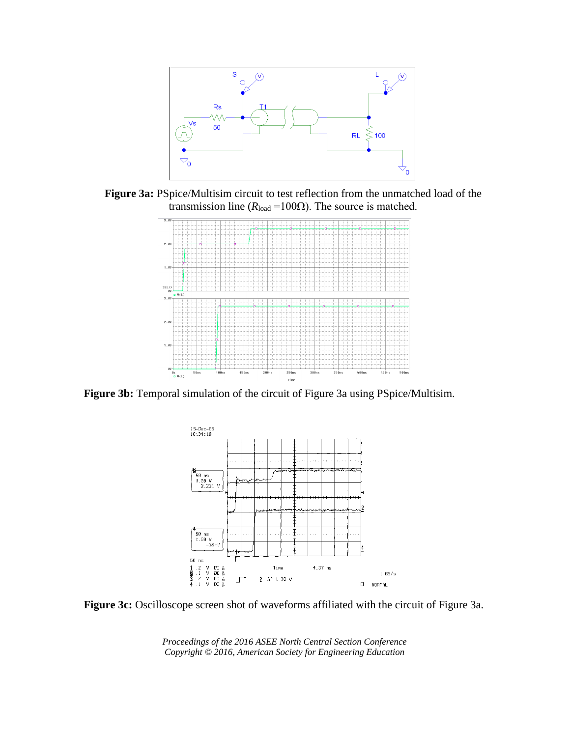**Figure 3a:** PSpice/Multisim circuit to test reflection from the unmatched load of the transmission line ($R_{\text{load}} = 100\Omega$). The source is matched.

**Figure 3b:** Temporal simulation of the circuit of Figure 3a using PSpice/Multisim.

**Figure 3c:** Oscilloscope screen shot of waveforms affiliated with the circuit of Figure 3a.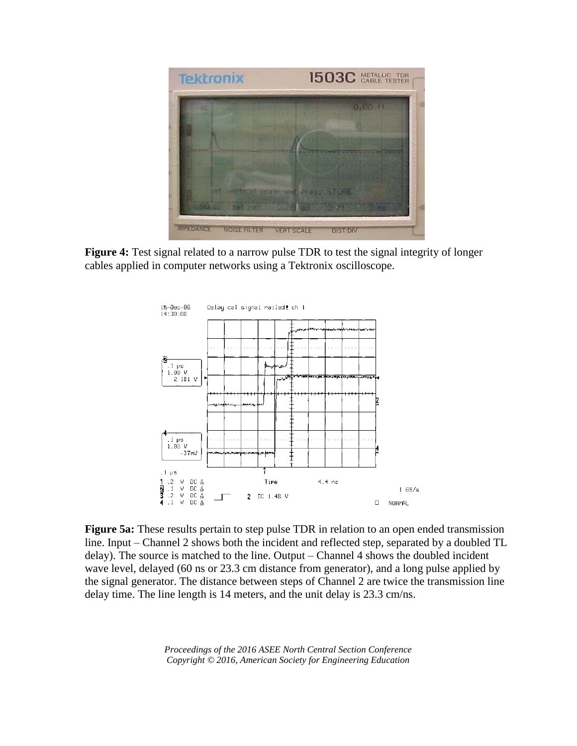**Figure 4:** Test signal related to a narrow pulse TDR to test the signal integrity of longer cables applied in computer networks using a Tektronix oscilloscope.

**Figure 5a:** These results pertain to step pulse TDR in relation to an open ended transmission line. Input – Channel 2 shows both the incident and reflected step, separated by a doubled TL delay). The source is matched to the line. Output – Channel 4 shows the doubled incident wave level, delayed (60 ns or 23.3 cm distance from generator), and a long pulse applied by the signal generator. The distance between steps of Channel 2 are twice the transmission line delay time. The line length is 14 meters, and the unit delay is 23.3 cm/ns.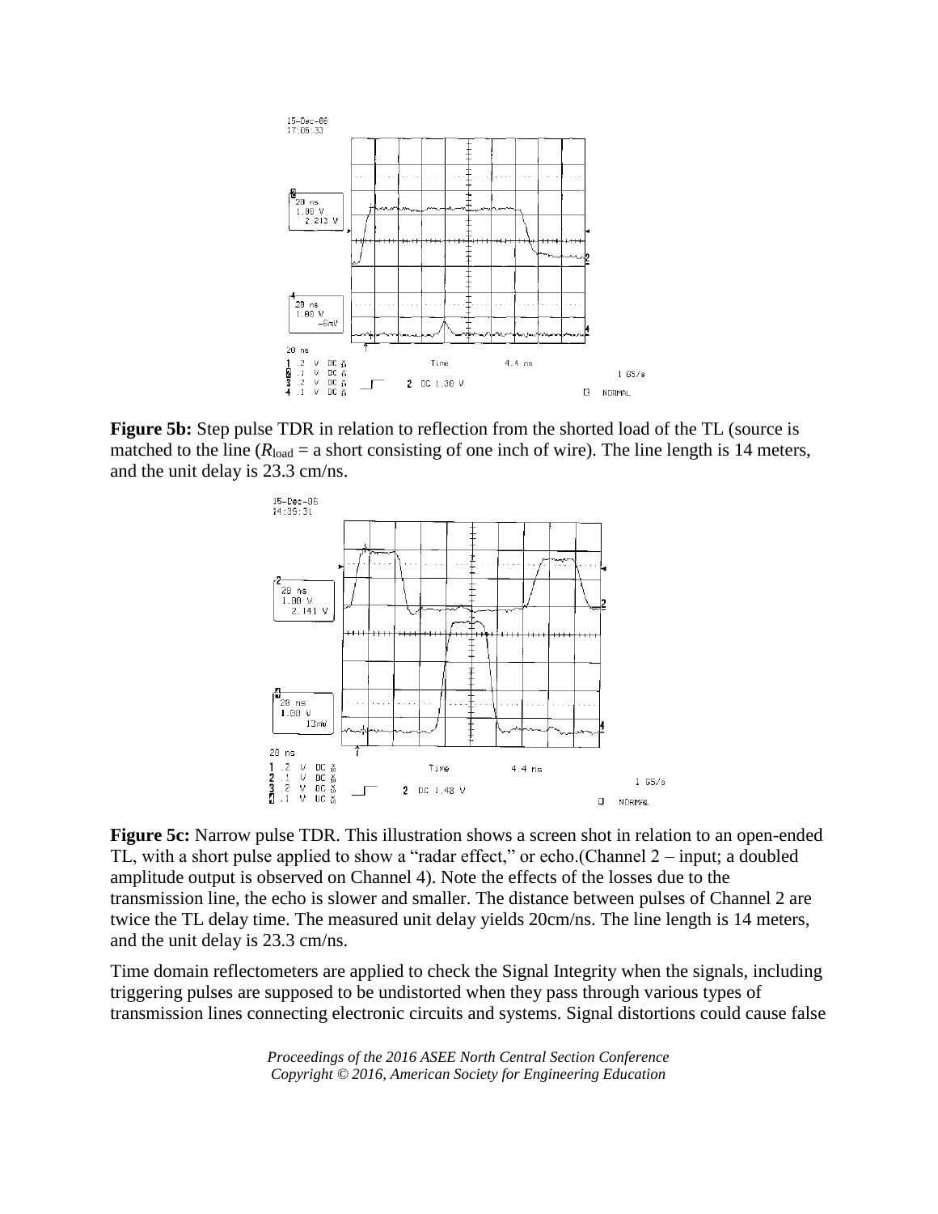**Figure 5b:** Step pulse TDR in relation to reflection from the shorted load of the TL (source is matched to the line ($R_{load}$ = a short consisting of one inch of wire). The line length is 14 meters, and the unit delay is 23.3 cm/ns.

**Figure 5c:** Narrow pulse TDR. This illustration shows a screen shot in relation to an open-ended TL, with a short pulse applied to show a "radar effect," or echo.(Channel 2 – input; a doubled amplitude output is observed on Channel 4). Note the effects of the losses due to the transmission line, the echo is slower and smaller. The distance between pulses of Channel 2 are twice the TL delay time. The measured unit delay yields 20cm/ns. The line length is 14 meters, and the unit delay is 23.3 cm/ns.

Time domain reflectometers are applied to check the Signal Integrity when the signals, including triggering pulses are supposed to be undistorted when they pass through various types of transmission lines connecting electronic circuits and systems. Signal distortions could cause false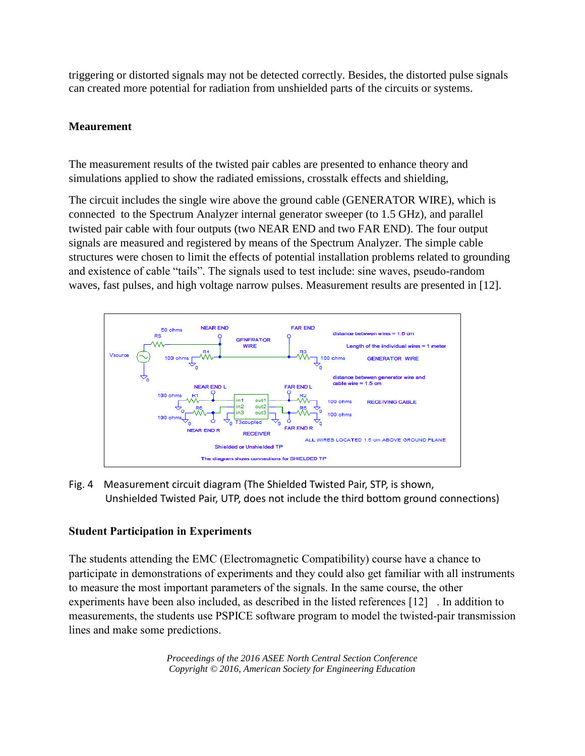triggering or distorted signals may not be detected correctly. Besides, the distorted pulse signals can created more potential for radiation from unshielded parts of the circuits or systems.

## Meaurement

The measurement results of the twisted pair cables are presented to enhance theory and simulations applied to show the radiated emissions, crosstalk effects and shielding,

The circuit includes the single wire above the ground cable (GENERATOR WIRE), which is connected to the Spectrum Analyzer internal generator sweeper (to 1.5 GHz), and parallel twisted pair cable with four outputs (two NEAR END and two FAR END). The four output signals are measured and registered by means of the Spectrum Analyzer. The simple cable structures were chosen to limit the effects of potential installation problems related to grounding and existence of cable "tails". The signals used to test include: sine waves, pseudo-random waves, fast pulses, and high voltage narrow pulses. Measurement results are presented in [12].

Fig. 4 Measurement circuit diagram (The Shielded Twisted Pair, STP, is shown, Unshielded Twisted Pair, UTP, does not include the third bottom ground connections)

## Student Participation in Experiments

The students attending the EMC (Electromagnetic Compatibility) course have a chance to participate in demonstrations of experiments and they could also get familiar with all instruments to measure the most important parameters of the signals. In the same course, the other experiments have been also included, as described in the listed references [12] . In addition to measurements, the students use PSPICE software program to model the twisted-pair transmission lines and make some predictions.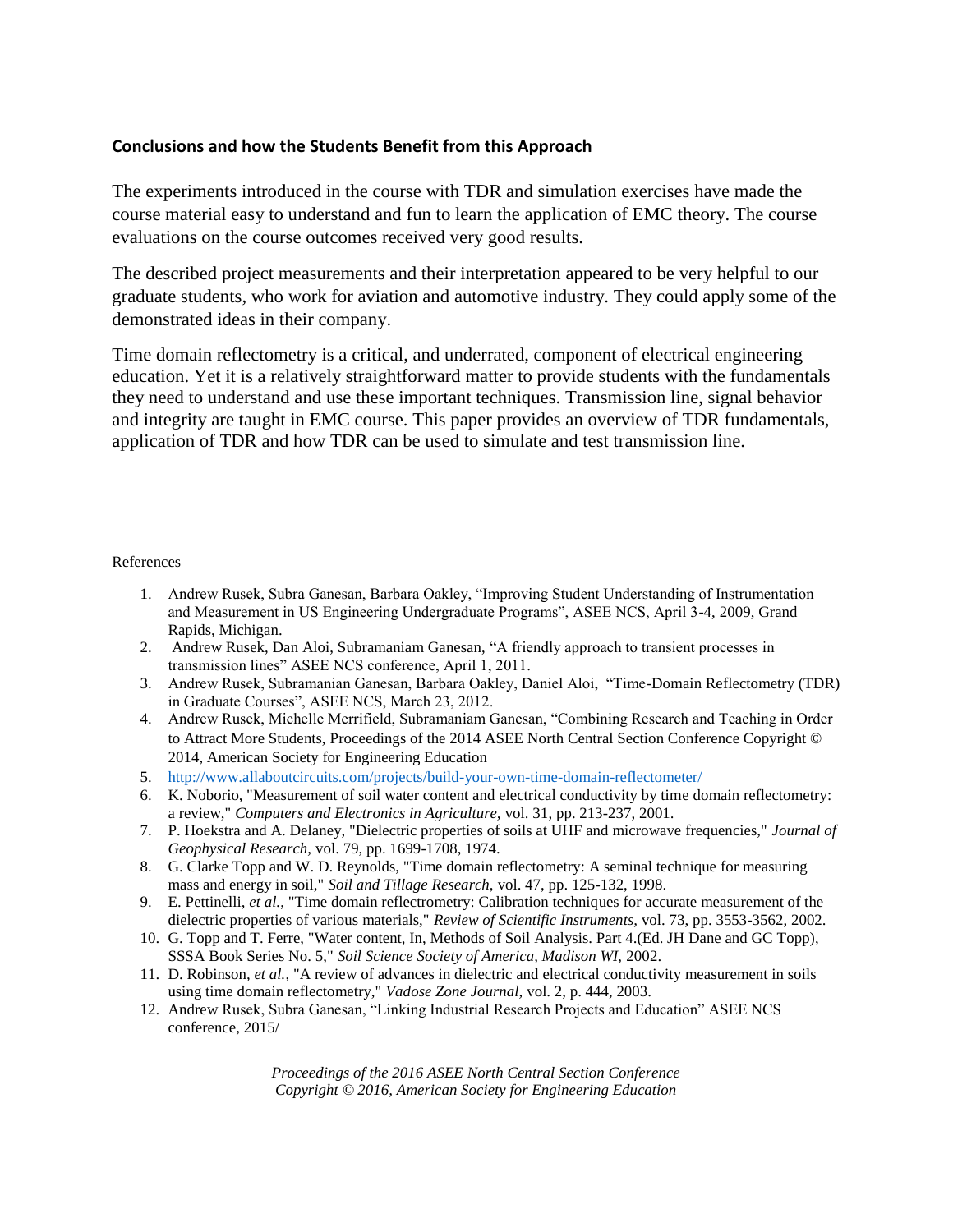### Conclusions and how the Students Benefit from this Approach

The experiments introduced in the course with TDR and simulation exercises have made the course material easy to understand and fun to learn the application of EMC theory. The course evaluations on the course outcomes received very good results.

The described project measurements and their interpretation appeared to be very helpful to our graduate students, who work for aviation and automotive industry. They could apply some of the demonstrated ideas in their company.

Time domain reflectometry is a critical, and underrated, component of electrical engineering education. Yet it is a relatively straightforward matter to provide students with the fundamentals they need to understand and use these important techniques. Transmission line, signal behavior and integrity are taught in EMC course. This paper provides an overview of TDR fundamentals, application of TDR and how TDR can be used to simulate and test transmission line.

References

1. Andrew Rusek, Subra Ganesan, Barbara Oakley, "Improving Student Understanding of Instrumentation and Measurement in US Engineering Undergraduate Programs", ASEE NCS, April 3-4, 2009, Grand Rapids, Michigan.
2. Andrew Rusek, Dan Aloi, Subramaniam Ganesan, "A friendly approach to transient processes in transmission lines" ASEE NCS conference, April 1, 2011.
3. Andrew Rusek, Subramanian Ganesan, Barbara Oakley, Daniel Aloi, "Time-Domain Reflectometry (TDR) in Graduate Courses", ASEE NCS, March 23, 2012.
4. Andrew Rusek, Michelle Merrifield, Subramaniam Ganesan, "Combining Research and Teaching in Order to Attract More Students, Proceedings of the 2014 ASEE North Central Section Conference Copyright © 2014, American Society for Engineering Education
5. http://www.allaboutcircuits.com/projects/build-your-own-time-domain-reflectometer/
6. K. Noborio, "Measurement of soil water content and electrical conductivity by time domain reflectometry: a review," *Computers and Electronics in Agriculture,* vol. 31, pp. 213-237, 2001.
7. P. Hoekstra and A. Delaney, "Dielectric properties of soils at UHF and microwave frequencies," *Journal of Geophysical Research,* vol. 79, pp. 1699-1708, 1974.
8. G. Clarke Topp and W. D. Reynolds, "Time domain reflectometry: A seminal technique for measuring mass and energy in soil," *Soil and Tillage Research,* vol. 47, pp. 125-132, 1998.
9. E. Pettinelli, *et al.*, "Time domain reflectrometry: Calibration techniques for accurate measurement of the dielectric properties of various materials," *Review of Scientific Instruments,* vol. 73, pp. 3553-3562, 2002.
10. G. Topp and T. Ferre, "Water content, In, Methods of Soil Analysis. Part 4.(Ed. JH Dane and GC Topp), SSSA Book Series No. 5," *Soil Science Society of America, Madison WI,* 2002.
11. D. Robinson, *et al.*, "A review of advances in dielectric and electrical conductivity measurement in soils using time domain reflectometry," *Vadose Zone Journal,* vol. 2, p. 444, 2003.
12. Andrew Rusek, Subra Ganesan, "Linking Industrial Research Projects and Education" ASEE NCS conference, 2015/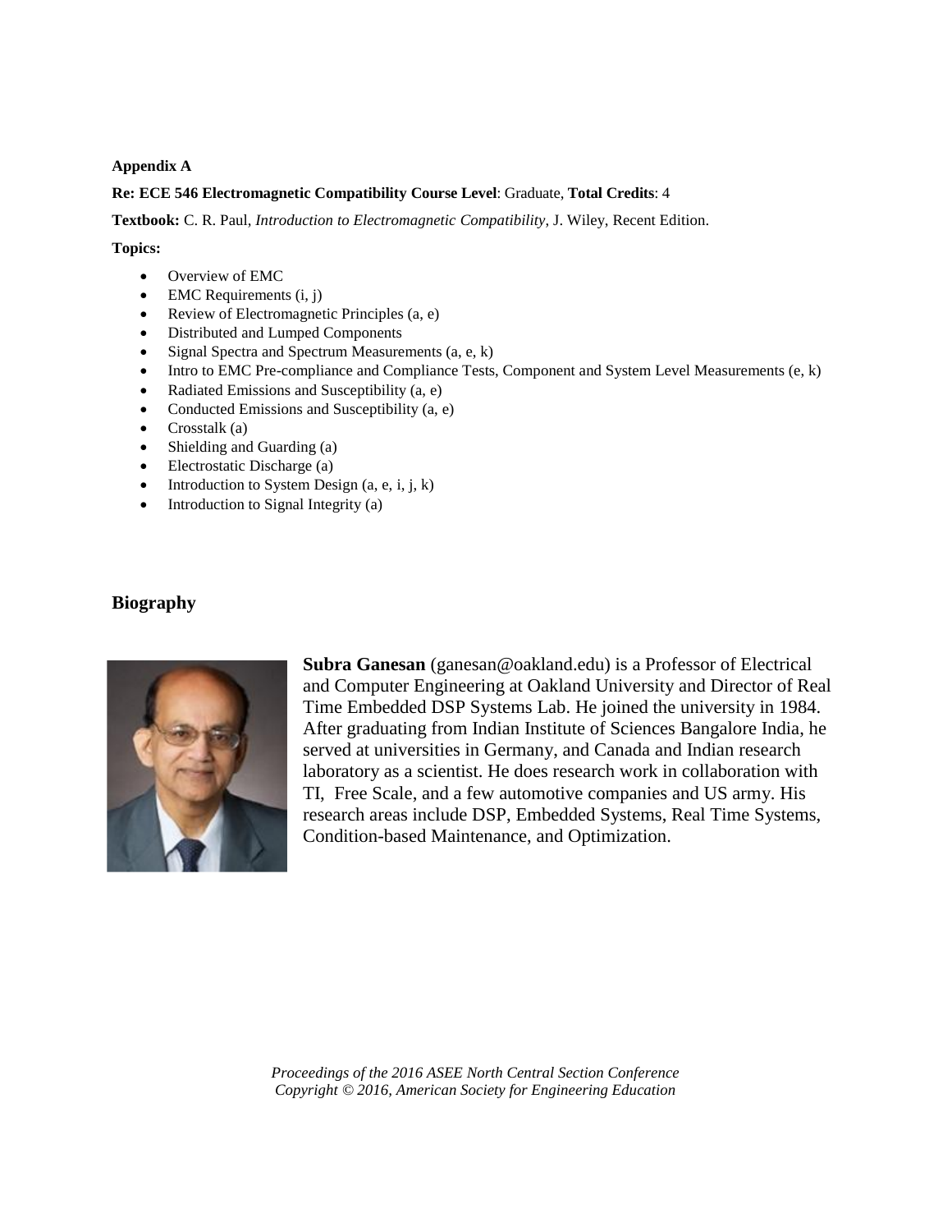**Appendix A**

**Re: ECE 546 Electromagnetic Compatibility Course Level**: Graduate, **Total Credits**: 4

**Textbook:** C. R. Paul, *Introduction to Electromagnetic Compatibility*, J. Wiley, Recent Edition.

**Topics:**

- Overview of EMC
- EMC Requirements (i, j)
- Review of Electromagnetic Principles (a, e)
- Distributed and Lumped Components
- Signal Spectra and Spectrum Measurements (a, e, k)
- Intro to EMC Pre-compliance and Compliance Tests, Component and System Level Measurements (e, k)
- Radiated Emissions and Susceptibility (a, e)
- Conducted Emissions and Susceptibility (a, e)
- Crosstalk (a)
- Shielding and Guarding (a)
- Electrostatic Discharge (a)
- Introduction to System Design (a, e, i, j, k)
- Introduction to Signal Integrity (a)

## Biography

**Subra Ganesan** (ganesan@oakland.edu) is a Professor of Electrical and Computer Engineering at Oakland University and Director of Real Time Embedded DSP Systems Lab. He joined the university in 1984. After graduating from Indian Institute of Sciences Bangalore India, he served at universities in Germany, and Canada and Indian research laboratory as a scientist. He does research work in collaboration with TI, Free Scale, and a few automotive companies and US army. His research areas include DSP, Embedded Systems, Real Time Systems, Condition-based Maintenance, and Optimization.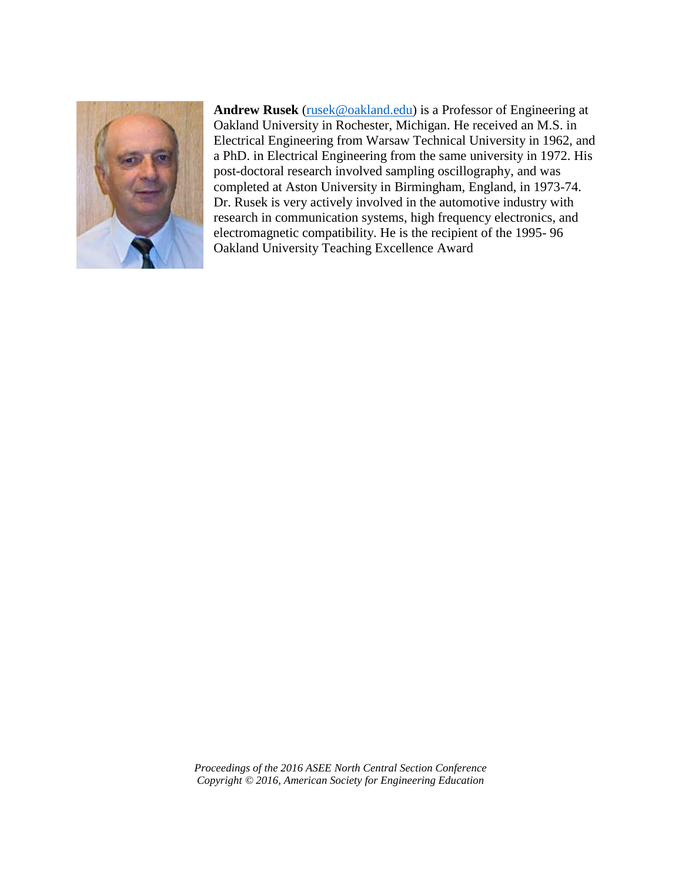**Andrew Rusek** (rusek@oakland.edu) is a Professor of Engineering at Oakland University in Rochester, Michigan. He received an M.S. in Electrical Engineering from Warsaw Technical University in 1962, and a PhD. in Electrical Engineering from the same university in 1972. His post-doctoral research involved sampling oscillography, and was completed at Aston University in Birmingham, England, in 1973-74. Dr. Rusek is very actively involved in the automotive industry with research in communication systems, high frequency electronics, and electromagnetic compatibility. He is the recipient of the 1995- 96 Oakland University Teaching Excellence Award